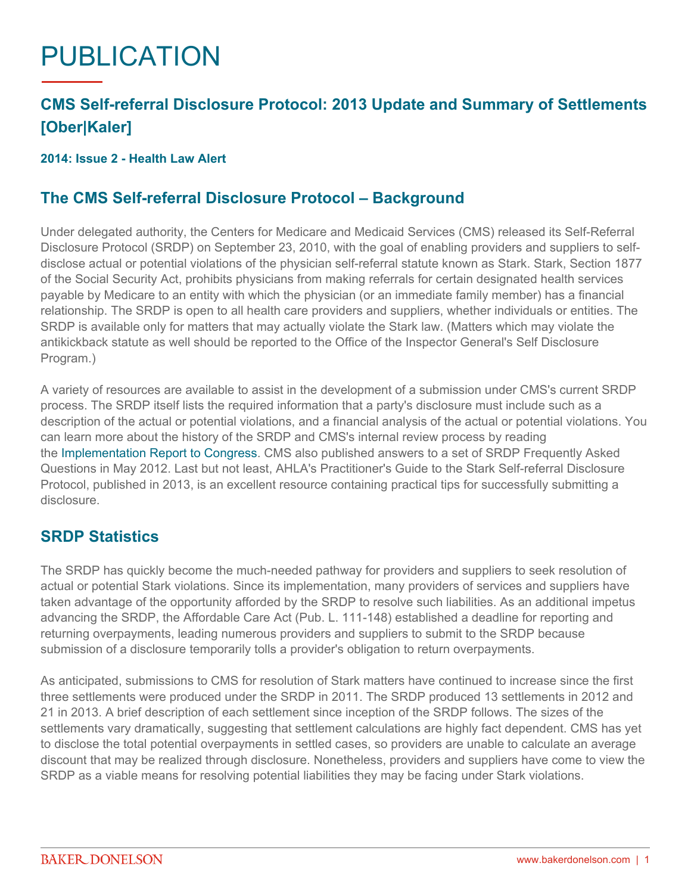# PUBLICATION

## CMS Self-referral Disclosure Protocol: 2013 Update and Summary of Settlements [Ober|Kaler]

**2014: Issue 2 - Health Law Alert**

## The CMS Self-referral Disclosure Protocol – Background

Under delegated authority, the Centers for Medicare and Medicaid Services (CMS) released its Self-Referral Disclosure Protocol (SRDP) on September 23, 2010, with the goal of enabling providers and suppliers to self-disclose actual or potential violations of the physician self-referral statute known as Stark. Stark, Section 1877 of the Social Security Act, prohibits physicians from making referrals for certain designated health services payable by Medicare to an entity with which the physician (or an immediate family member) has a financial relationship. The SRDP is open to all health care providers and suppliers, whether individuals or entities. The SRDP is available only for matters that may actually violate the Stark law. (Matters which may violate the antikickback statute as well should be reported to the Office of the Inspector General's Self Disclosure Program.)

A variety of resources are available to assist in the development of a submission under CMS's current SRDP process. The SRDP itself lists the required information that a party's disclosure must include such as a description of the actual or potential violations, and a financial analysis of the actual or potential violations. You can learn more about the history of the SRDP and CMS's internal review process by reading the Implementation Report to Congress. CMS also published answers to a set of SRDP Frequently Asked Questions in May 2012. Last but not least, AHLA's Practitioner's Guide to the Stark Self-referral Disclosure Protocol, published in 2013, is an excellent resource containing practical tips for successfully submitting a disclosure.

## SRDP Statistics

The SRDP has quickly become the much-needed pathway for providers and suppliers to seek resolution of actual or potential Stark violations. Since its implementation, many providers of services and suppliers have taken advantage of the opportunity afforded by the SRDP to resolve such liabilities. As an additional impetus advancing the SRDP, the Affordable Care Act (Pub. L. 111-148) established a deadline for reporting and returning overpayments, leading numerous providers and suppliers to submit to the SRDP because submission of a disclosure temporarily tolls a provider's obligation to return overpayments.

As anticipated, submissions to CMS for resolution of Stark matters have continued to increase since the first three settlements were produced under the SRDP in 2011. The SRDP produced 13 settlements in 2012 and 21 in 2013. A brief description of each settlement since inception of the SRDP follows. The sizes of the settlements vary dramatically, suggesting that settlement calculations are highly fact dependent. CMS has yet to disclose the total potential overpayments in settled cases, so providers are unable to calculate an average discount that may be realized through disclosure. Nonetheless, providers and suppliers have come to view the SRDP as a viable means for resolving potential liabilities they may be facing under Stark violations.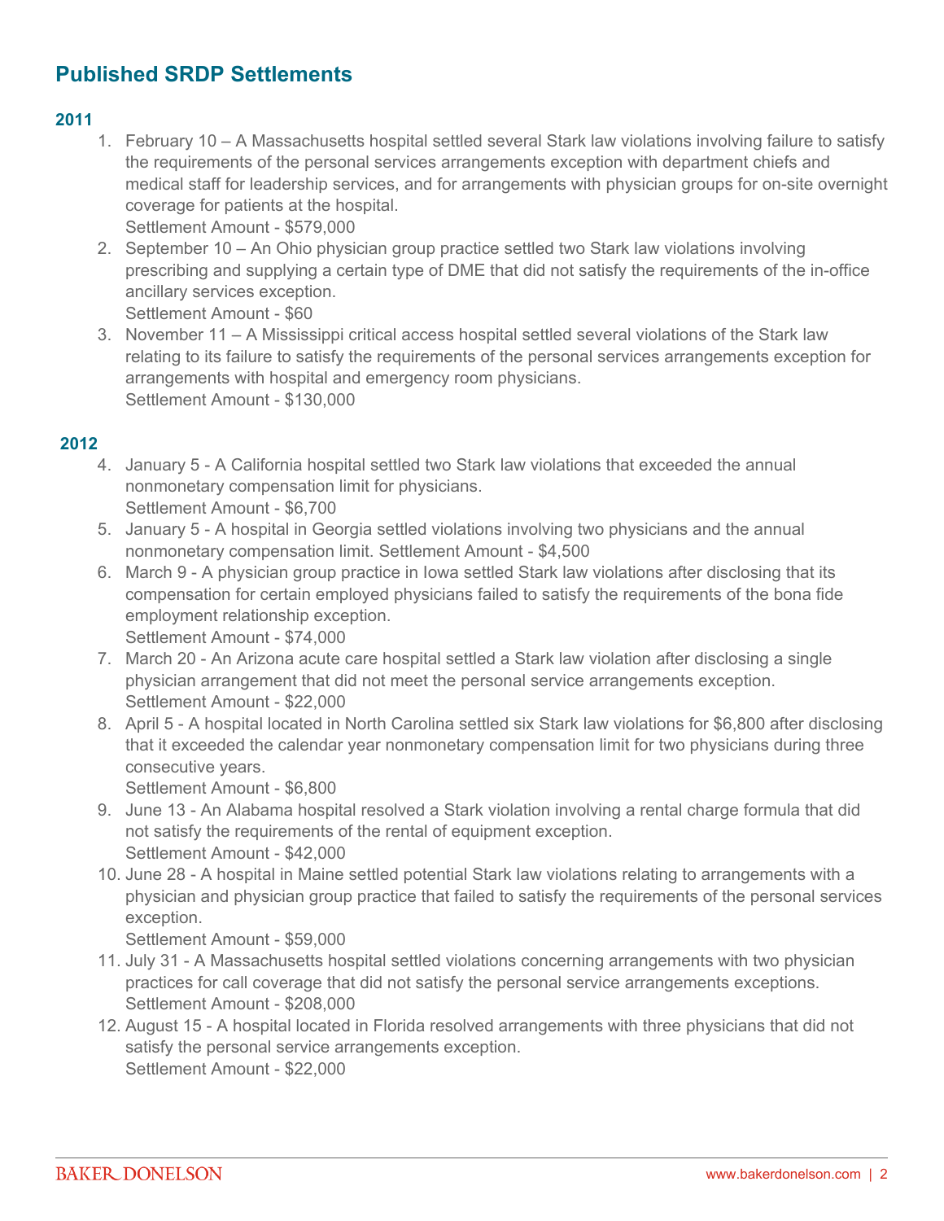## Published SRDP Settlements

**2011**

1. February 10 – A Massachusetts hospital settled several Stark law violations involving failure to satisfy the requirements of the personal services arrangements exception with department chiefs and medical staff for leadership services, and for arrangements with physician groups for on-site overnight coverage for patients at the hospital.
   Settlement Amount - $579,000
2. September 10 – An Ohio physician group practice settled two Stark law violations involving prescribing and supplying a certain type of DME that did not satisfy the requirements of the in-office ancillary services exception.
   Settlement Amount - $60
3. November 11 – A Mississippi critical access hospital settled several violations of the Stark law relating to its failure to satisfy the requirements of the personal services arrangements exception for arrangements with hospital and emergency room physicians.
   Settlement Amount - $130,000

**2012**

4. January 5 - A California hospital settled two Stark law violations that exceeded the annual nonmonetary compensation limit for physicians.
   Settlement Amount - $6,700
5. January 5 - A hospital in Georgia settled violations involving two physicians and the annual nonmonetary compensation limit. Settlement Amount - $4,500
6. March 9 - A physician group practice in Iowa settled Stark law violations after disclosing that its compensation for certain employed physicians failed to satisfy the requirements of the bona fide employment relationship exception.
   Settlement Amount - $74,000
7. March 20 - An Arizona acute care hospital settled a Stark law violation after disclosing a single physician arrangement that did not meet the personal service arrangements exception.
   Settlement Amount - $22,000
8. April 5 - A hospital located in North Carolina settled six Stark law violations for $6,800 after disclosing that it exceeded the calendar year nonmonetary compensation limit for two physicians during three consecutive years.
   Settlement Amount - $6,800
9. June 13 - An Alabama hospital resolved a Stark violation involving a rental charge formula that did not satisfy the requirements of the rental of equipment exception.
   Settlement Amount - $42,000
10. June 28 - A hospital in Maine settled potential Stark law violations relating to arrangements with a physician and physician group practice that failed to satisfy the requirements of the personal services exception.
    Settlement Amount - $59,000
11. July 31 - A Massachusetts hospital settled violations concerning arrangements with two physician practices for call coverage that did not satisfy the personal service arrangements exceptions.
    Settlement Amount - $208,000
12. August 15 - A hospital located in Florida resolved arrangements with three physicians that did not satisfy the personal service arrangements exception.
    Settlement Amount - $22,000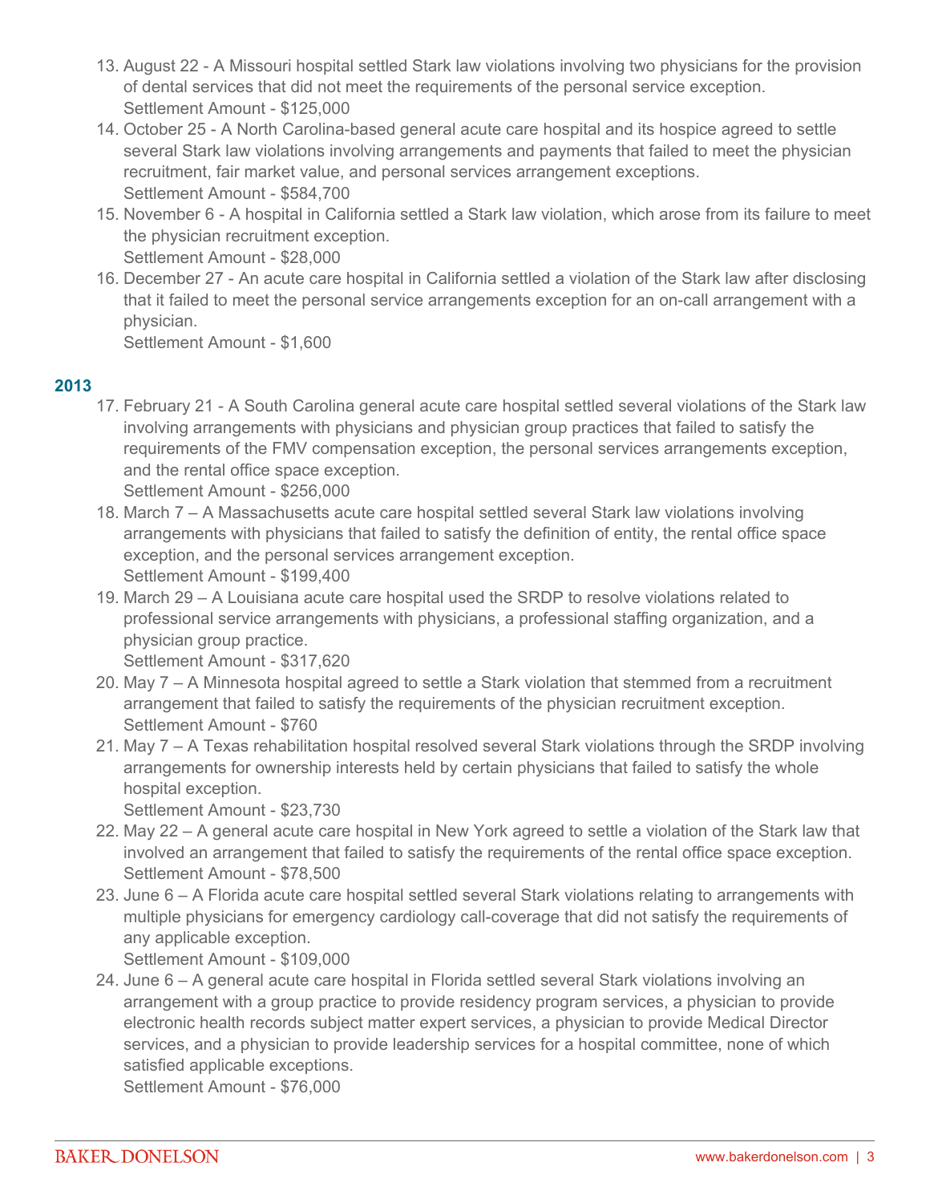13. August 22 - A Missouri hospital settled Stark law violations involving two physicians for the provision of dental services that did not meet the requirements of the personal service exception.
    Settlement Amount - $125,000
14. October 25 - A North Carolina-based general acute care hospital and its hospice agreed to settle several Stark law violations involving arrangements and payments that failed to meet the physician recruitment, fair market value, and personal services arrangement exceptions.
    Settlement Amount - $584,700
15. November 6 - A hospital in California settled a Stark law violation, which arose from its failure to meet the physician recruitment exception.
    Settlement Amount - $28,000
16. December 27 - An acute care hospital in California settled a violation of the Stark law after disclosing that it failed to meet the personal service arrangements exception for an on-call arrangement with a physician.
    Settlement Amount - $1,600

### 2013

17. February 21 - A South Carolina general acute care hospital settled several violations of the Stark law involving arrangements with physicians and physician group practices that failed to satisfy the requirements of the FMV compensation exception, the personal services arrangements exception, and the rental office space exception.
    Settlement Amount - $256,000
18. March 7 – A Massachusetts acute care hospital settled several Stark law violations involving arrangements with physicians that failed to satisfy the definition of entity, the rental office space exception, and the personal services arrangement exception.
    Settlement Amount - $199,400
19. March 29 – A Louisiana acute care hospital used the SRDP to resolve violations related to professional service arrangements with physicians, a professional staffing organization, and a physician group practice.
    Settlement Amount - $317,620
20. May 7 – A Minnesota hospital agreed to settle a Stark violation that stemmed from a recruitment arrangement that failed to satisfy the requirements of the physician recruitment exception.
    Settlement Amount - $760
21. May 7 – A Texas rehabilitation hospital resolved several Stark violations through the SRDP involving arrangements for ownership interests held by certain physicians that failed to satisfy the whole hospital exception.
    Settlement Amount - $23,730
22. May 22 – A general acute care hospital in New York agreed to settle a violation of the Stark law that involved an arrangement that failed to satisfy the requirements of the rental office space exception.
    Settlement Amount - $78,500
23. June 6 – A Florida acute care hospital settled several Stark violations relating to arrangements with multiple physicians for emergency cardiology call-coverage that did not satisfy the requirements of any applicable exception.
    Settlement Amount - $109,000
24. June 6 – A general acute care hospital in Florida settled several Stark violations involving an arrangement with a group practice to provide residency program services, a physician to provide electronic health records subject matter expert services, a physician to provide Medical Director services, and a physician to provide leadership services for a hospital committee, none of which satisfied applicable exceptions.
    Settlement Amount - $76,000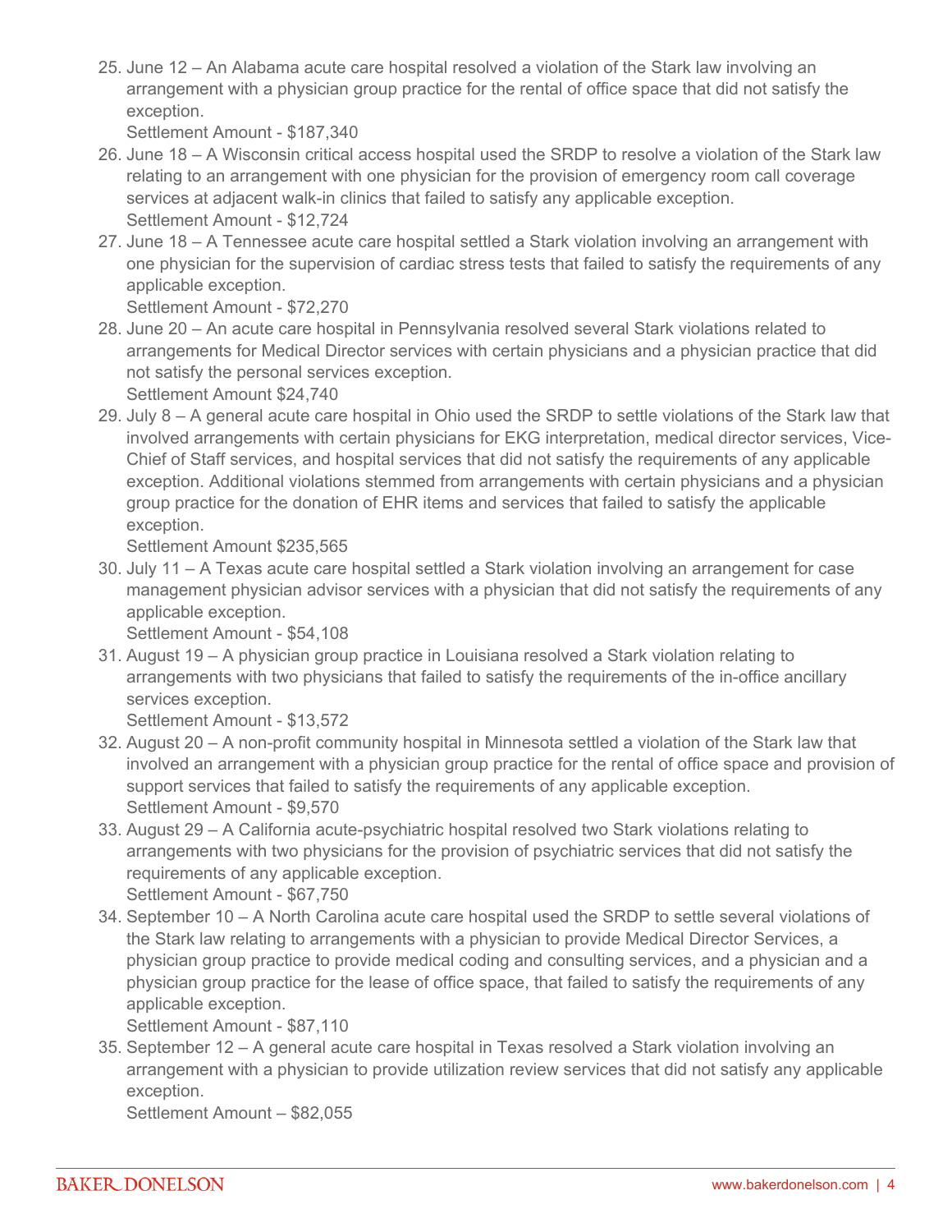25. June 12 – An Alabama acute care hospital resolved a violation of the Stark law involving an arrangement with a physician group practice for the rental of office space that did not satisfy the exception.
    Settlement Amount - $187,340
26. June 18 – A Wisconsin critical access hospital used the SRDP to resolve a violation of the Stark law relating to an arrangement with one physician for the provision of emergency room call coverage services at adjacent walk-in clinics that failed to satisfy any applicable exception.
    Settlement Amount - $12,724
27. June 18 – A Tennessee acute care hospital settled a Stark violation involving an arrangement with one physician for the supervision of cardiac stress tests that failed to satisfy the requirements of any applicable exception.
    Settlement Amount - $72,270
28. June 20 – An acute care hospital in Pennsylvania resolved several Stark violations related to arrangements for Medical Director services with certain physicians and a physician practice that did not satisfy the personal services exception.
    Settlement Amount $24,740
29. July 8 – A general acute care hospital in Ohio used the SRDP to settle violations of the Stark law that involved arrangements with certain physicians for EKG interpretation, medical director services, Vice-Chief of Staff services, and hospital services that did not satisfy the requirements of any applicable exception. Additional violations stemmed from arrangements with certain physicians and a physician group practice for the donation of EHR items and services that failed to satisfy the applicable exception.
    Settlement Amount $235,565
30. July 11 – A Texas acute care hospital settled a Stark violation involving an arrangement for case management physician advisor services with a physician that did not satisfy the requirements of any applicable exception.
    Settlement Amount - $54,108
31. August 19 – A physician group practice in Louisiana resolved a Stark violation relating to arrangements with two physicians that failed to satisfy the requirements of the in-office ancillary services exception.
    Settlement Amount - $13,572
32. August 20 – A non-profit community hospital in Minnesota settled a violation of the Stark law that involved an arrangement with a physician group practice for the rental of office space and provision of support services that failed to satisfy the requirements of any applicable exception.
    Settlement Amount - $9,570
33. August 29 – A California acute-psychiatric hospital resolved two Stark violations relating to arrangements with two physicians for the provision of psychiatric services that did not satisfy the requirements of any applicable exception.
    Settlement Amount - $67,750
34. September 10 – A North Carolina acute care hospital used the SRDP to settle several violations of the Stark law relating to arrangements with a physician to provide Medical Director Services, a physician group practice to provide medical coding and consulting services, and a physician and a physician group practice for the lease of office space, that failed to satisfy the requirements of any applicable exception.
    Settlement Amount - $87,110
35. September 12 – A general acute care hospital in Texas resolved a Stark violation involving an arrangement with a physician to provide utilization review services that did not satisfy any applicable exception.
    Settlement Amount – $82,055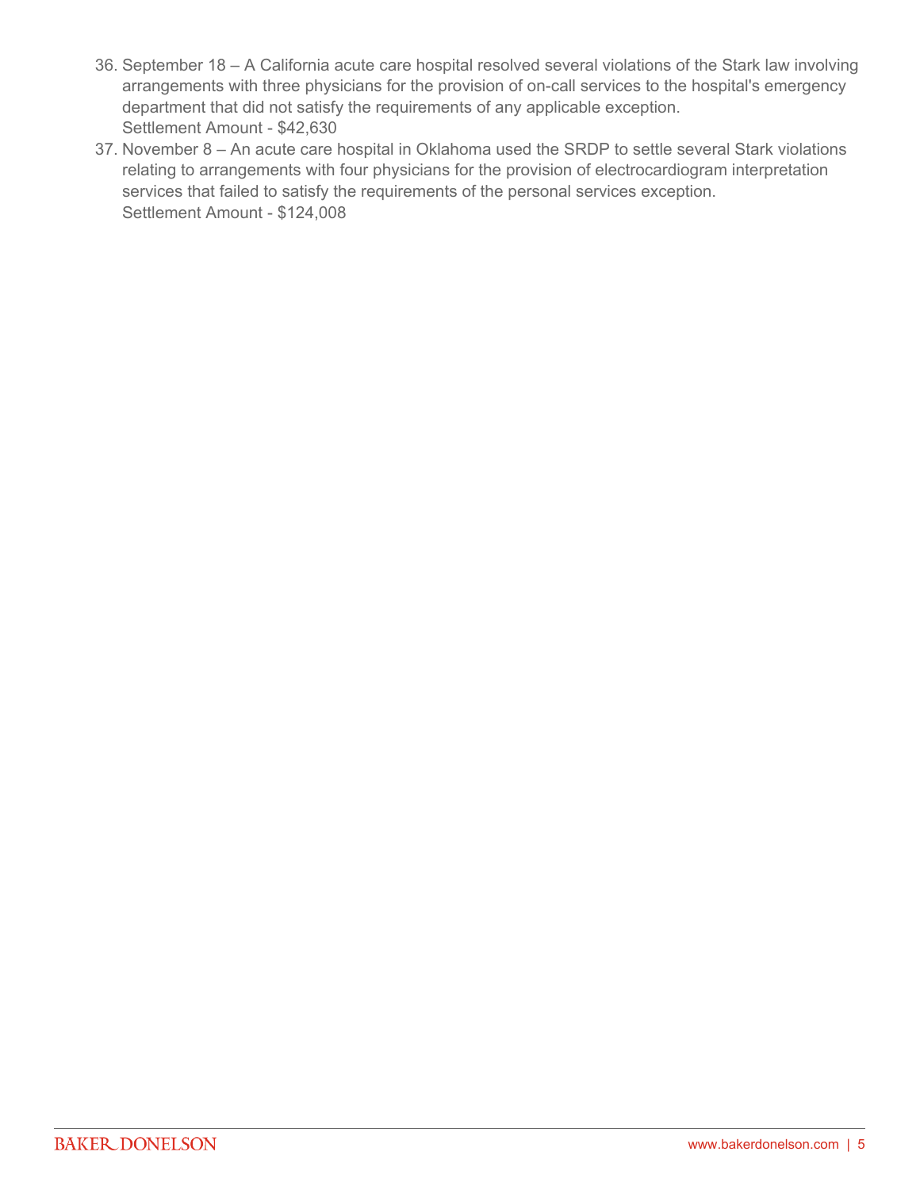36. September 18 – A California acute care hospital resolved several violations of the Stark law involving arrangements with three physicians for the provision of on-call services to the hospital's emergency department that did not satisfy the requirements of any applicable exception.
    Settlement Amount - $42,630
37. November 8 – An acute care hospital in Oklahoma used the SRDP to settle several Stark violations relating to arrangements with four physicians for the provision of electrocardiogram interpretation services that failed to satisfy the requirements of the personal services exception.
    Settlement Amount - $124,008